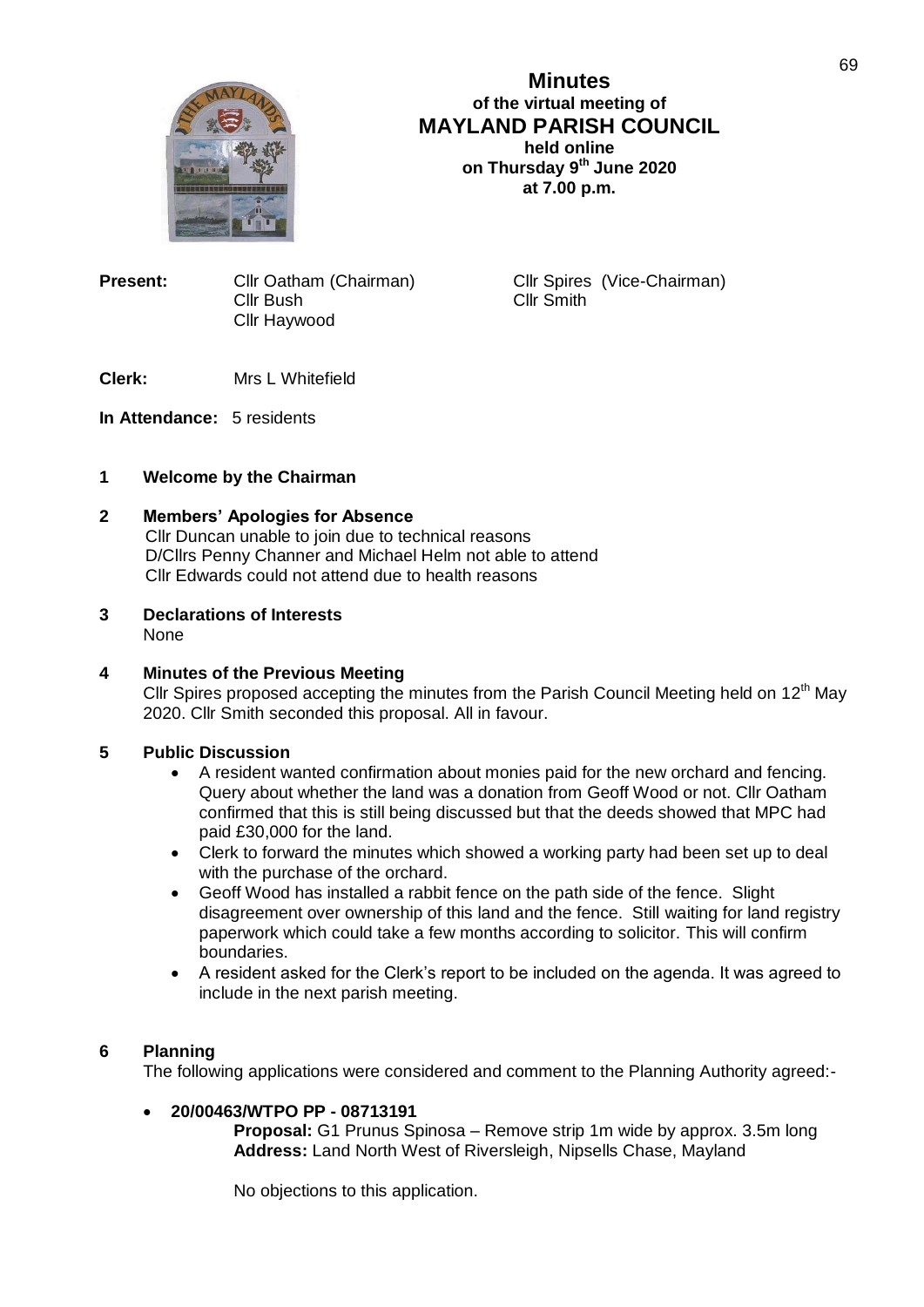# Minutes
## of the virtual meeting of
# MAYLAND PARISH COUNCIL
## held online
## on Thursday 9th June 2020
## at 7.00 p.m.

**Present:** Cllr Oatham (Chairman), Cllr Spires (Vice-Chairman), Cllr Bush, Cllr Smith, Cllr Haywood

**Clerk:** Mrs L Whitefield

**In Attendance:** 5 residents

**1 Welcome by the Chairman**

**2 Members' Apologies for Absence**
Cllr Duncan unable to join due to technical reasons
D/Cllrs Penny Channer and Michael Helm not able to attend
Cllr Edwards could not attend due to health reasons

**3 Declarations of Interests**
None

**4 Minutes of the Previous Meeting**
Cllr Spires proposed accepting the minutes from the Parish Council Meeting held on 12th May 2020. Cllr Smith seconded this proposal. All in favour.

**5 Public Discussion**

- A resident wanted confirmation about monies paid for the new orchard and fencing. Query about whether the land was a donation from Geoff Wood or not. Cllr Oatham confirmed that this is still being discussed but that the deeds showed that MPC had paid £30,000 for the land.
- Clerk to forward the minutes which showed a working party had been set up to deal with the purchase of the orchard.
- Geoff Wood has installed a rabbit fence on the path side of the fence. Slight disagreement over ownership of this land and the fence. Still waiting for land registry paperwork which could take a few months according to solicitor. This will confirm boundaries.
- A resident asked for the Clerk's report to be included on the agenda. It was agreed to include in the next parish meeting.

**6 Planning**
The following applications were considered and comment to the Planning Authority agreed:-

- **20/00463/WTPO PP - 08713191**
  **Proposal:** G1 Prunus Spinosa – Remove strip 1m wide by approx. 3.5m long
  **Address:** Land North West of Riversleigh, Nipsells Chase, Mayland

  No objections to this application.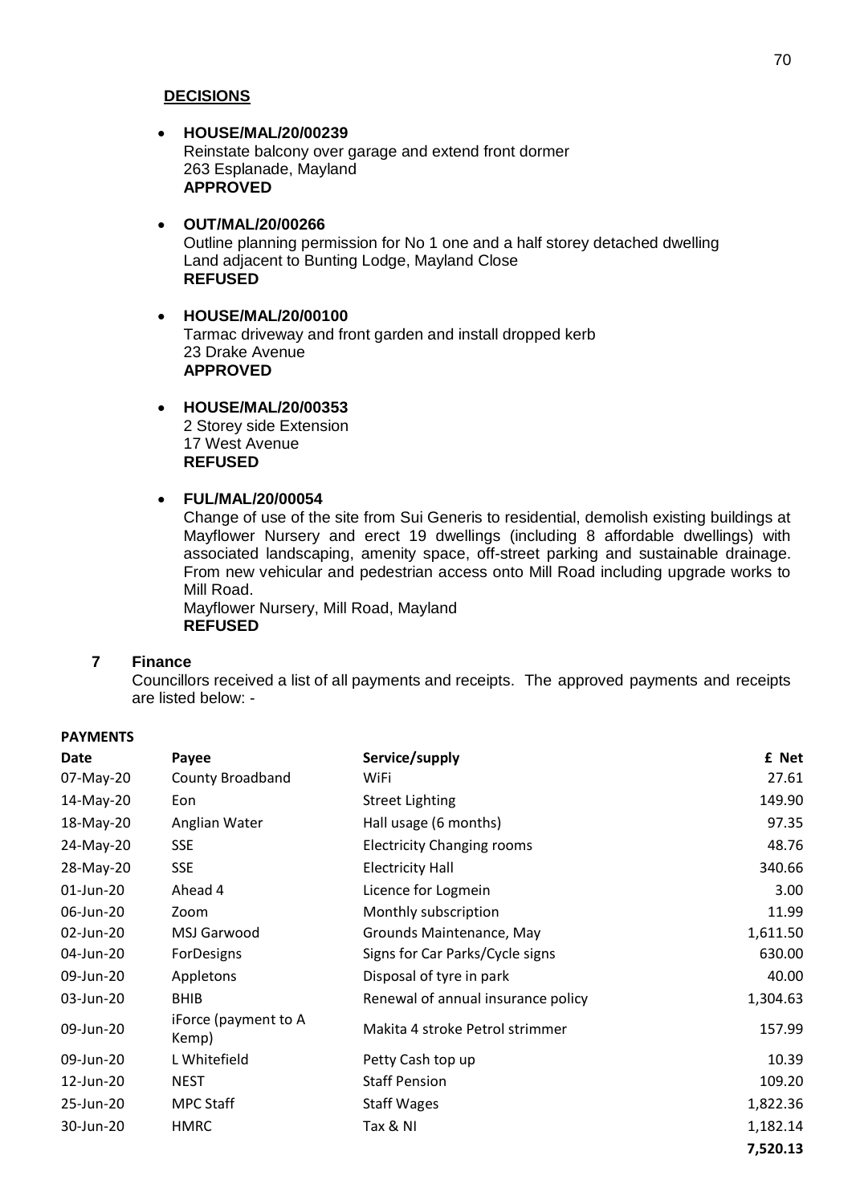**DECISIONS**

- **HOUSE/MAL/20/00239**
  Reinstate balcony over garage and extend front dormer
  263 Esplanade, Mayland
  **APPROVED**

- **OUT/MAL/20/00266**
  Outline planning permission for No 1 one and a half storey detached dwelling
  Land adjacent to Bunting Lodge, Mayland Close
  **REFUSED**

- **HOUSE/MAL/20/00100**
  Tarmac driveway and front garden and install dropped kerb
  23 Drake Avenue
  **APPROVED**

- **HOUSE/MAL/20/00353**
  2 Storey side Extension
  17 West Avenue
  **REFUSED**

- **FUL/MAL/20/00054**
  Change of use of the site from Sui Generis to residential, demolish existing buildings at Mayflower Nursery and erect 19 dwellings (including 8 affordable dwellings) with associated landscaping, amenity space, off-street parking and sustainable drainage. From new vehicular and pedestrian access onto Mill Road including upgrade works to Mill Road.
  Mayflower Nursery, Mill Road, Mayland
  **REFUSED**

## 7 Finance

Councillors received a list of all payments and receipts. The approved payments and receipts are listed below: -

**PAYMENTS**

| Date | Payee | Service/supply | £ Net |
|---|---|---|---|
| 07-May-20 | County Broadband | WiFi | 27.61 |
| 14-May-20 | Eon | Street Lighting | 149.90 |
| 18-May-20 | Anglian Water | Hall usage (6 months) | 97.35 |
| 24-May-20 | SSE | Electricity Changing rooms | 48.76 |
| 28-May-20 | SSE | Electricity Hall | 340.66 |
| 01-Jun-20 | Ahead 4 | Licence for Logmein | 3.00 |
| 06-Jun-20 | Zoom | Monthly subscription | 11.99 |
| 02-Jun-20 | MSJ Garwood | Grounds Maintenance, May | 1,611.50 |
| 04-Jun-20 | ForDesigns | Signs for Car Parks/Cycle signs | 630.00 |
| 09-Jun-20 | Appletons | Disposal of tyre in park | 40.00 |
| 03-Jun-20 | BHIB | Renewal of annual insurance policy | 1,304.63 |
| 09-Jun-20 | iForce (payment to A Kemp) | Makita 4 stroke Petrol strimmer | 157.99 |
| 09-Jun-20 | L Whitefield | Petty Cash top up | 10.39 |
| 12-Jun-20 | NEST | Staff Pension | 109.20 |
| 25-Jun-20 | MPC Staff | Staff Wages | 1,822.36 |
| 30-Jun-20 | HMRC | Tax & NI | 1,182.14 |
| | | | **7,520.13** |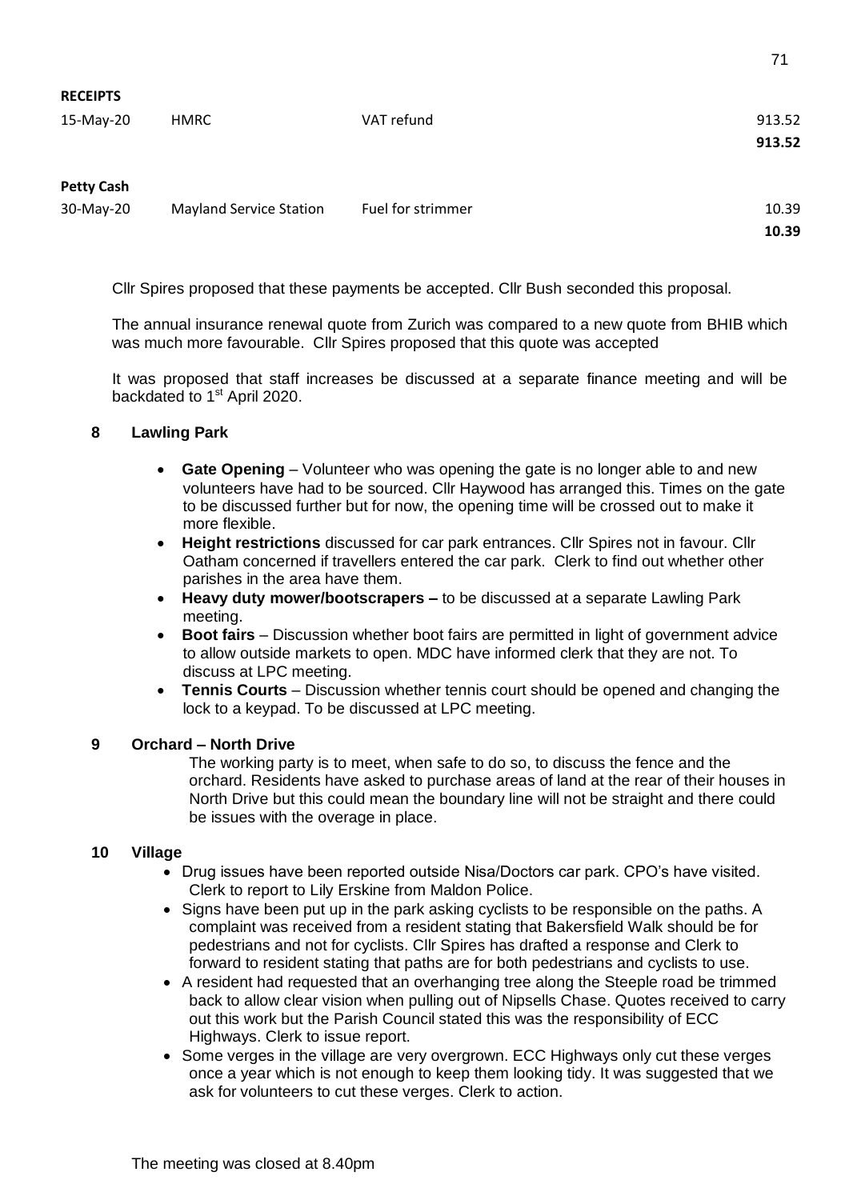**RECEIPTS**

| | | | |
|---|---|---|---|
| 15-May-20 | HMRC | VAT refund | 913.52 |
| | | | **913.52** |

**Petty Cash**

| | | | |
|---|---|---|---|
| 30-May-20 | Mayland Service Station | Fuel for strimmer | 10.39 |
| | | | **10.39** |

Cllr Spires proposed that these payments be accepted. Cllr Bush seconded this proposal.

The annual insurance renewal quote from Zurich was compared to a new quote from BHIB which was much more favourable. Cllr Spires proposed that this quote was accepted

It was proposed that staff increases be discussed at a separate finance meeting and will be backdated to 1st April 2020.

## 8 Lawling Park

- **Gate Opening** – Volunteer who was opening the gate is no longer able to and new volunteers have had to be sourced. Cllr Haywood has arranged this. Times on the gate to be discussed further but for now, the opening time will be crossed out to make it more flexible.
- **Height restrictions** discussed for car park entrances. Cllr Spires not in favour. Cllr Oatham concerned if travellers entered the car park. Clerk to find out whether other parishes in the area have them.
- **Heavy duty mower/bootscrapers –** to be discussed at a separate Lawling Park meeting.
- **Boot fairs** – Discussion whether boot fairs are permitted in light of government advice to allow outside markets to open. MDC have informed clerk that they are not. To discuss at LPC meeting.
- **Tennis Courts** – Discussion whether tennis court should be opened and changing the lock to a keypad. To be discussed at LPC meeting.

## 9 Orchard – North Drive

The working party is to meet, when safe to do so, to discuss the fence and the orchard. Residents have asked to purchase areas of land at the rear of their houses in North Drive but this could mean the boundary line will not be straight and there could be issues with the overage in place.

## 10 Village

- Drug issues have been reported outside Nisa/Doctors car park. CPO's have visited. Clerk to report to Lily Erskine from Maldon Police.
- Signs have been put up in the park asking cyclists to be responsible on the paths. A complaint was received from a resident stating that Bakersfield Walk should be for pedestrians and not for cyclists. Cllr Spires has drafted a response and Clerk to forward to resident stating that paths are for both pedestrians and cyclists to use.
- A resident had requested that an overhanging tree along the Steeple road be trimmed back to allow clear vision when pulling out of Nipsells Chase. Quotes received to carry out this work but the Parish Council stated this was the responsibility of ECC Highways. Clerk to issue report.
- Some verges in the village are very overgrown. ECC Highways only cut these verges once a year which is not enough to keep them looking tidy. It was suggested that we ask for volunteers to cut these verges. Clerk to action.

The meeting was closed at 8.40pm